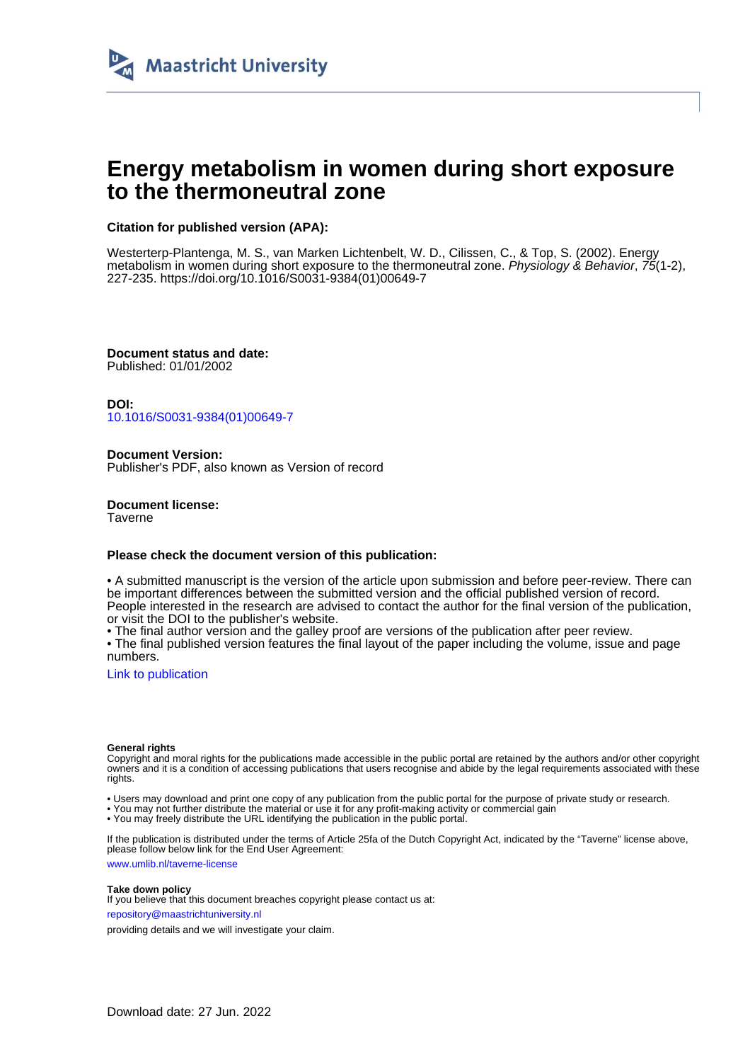Maastricht University

# Energy metabolism in women during short exposure to the thermoneutral zone

**Citation for published version (APA):**

Westerterp-Plantenga, M. S., van Marken Lichtenbelt, W. D., Cilissen, C., & Top, S. (2002). Energy metabolism in women during short exposure to the thermoneutral zone. *Physiology & Behavior*, *75*(1-2), 227-235. https://doi.org/10.1016/S0031-9384(01)00649-7

**Document status and date:**
Published: 01/01/2002

**DOI:**
10.1016/S0031-9384(01)00649-7

**Document Version:**
Publisher's PDF, also known as Version of record

**Document license:**
Taverne

**Please check the document version of this publication:**

• A submitted manuscript is the version of the article upon submission and before peer-review. There can be important differences between the submitted version and the official published version of record. People interested in the research are advised to contact the author for the final version of the publication, or visit the DOI to the publisher's website.
• The final author version and the galley proof are versions of the publication after peer review.
• The final published version features the final layout of the paper including the volume, issue and page numbers.

Link to publication

**General rights**
Copyright and moral rights for the publications made accessible in the public portal are retained by the authors and/or other copyright owners and it is a condition of accessing publications that users recognise and abide by the legal requirements associated with these rights.

• Users may download and print one copy of any publication from the public portal for the purpose of private study or research.
• You may not further distribute the material or use it for any profit-making activity or commercial gain
• You may freely distribute the URL identifying the publication in the public portal.

If the publication is distributed under the terms of Article 25fa of the Dutch Copyright Act, indicated by the "Taverne" license above, please follow below link for the End User Agreement:

www.umlib.nl/taverne-license

**Take down policy**
If you believe that this document breaches copyright please contact us at:

repository@maastrichtuniversity.nl

providing details and we will investigate your claim.

Download date: 27 Jun. 2022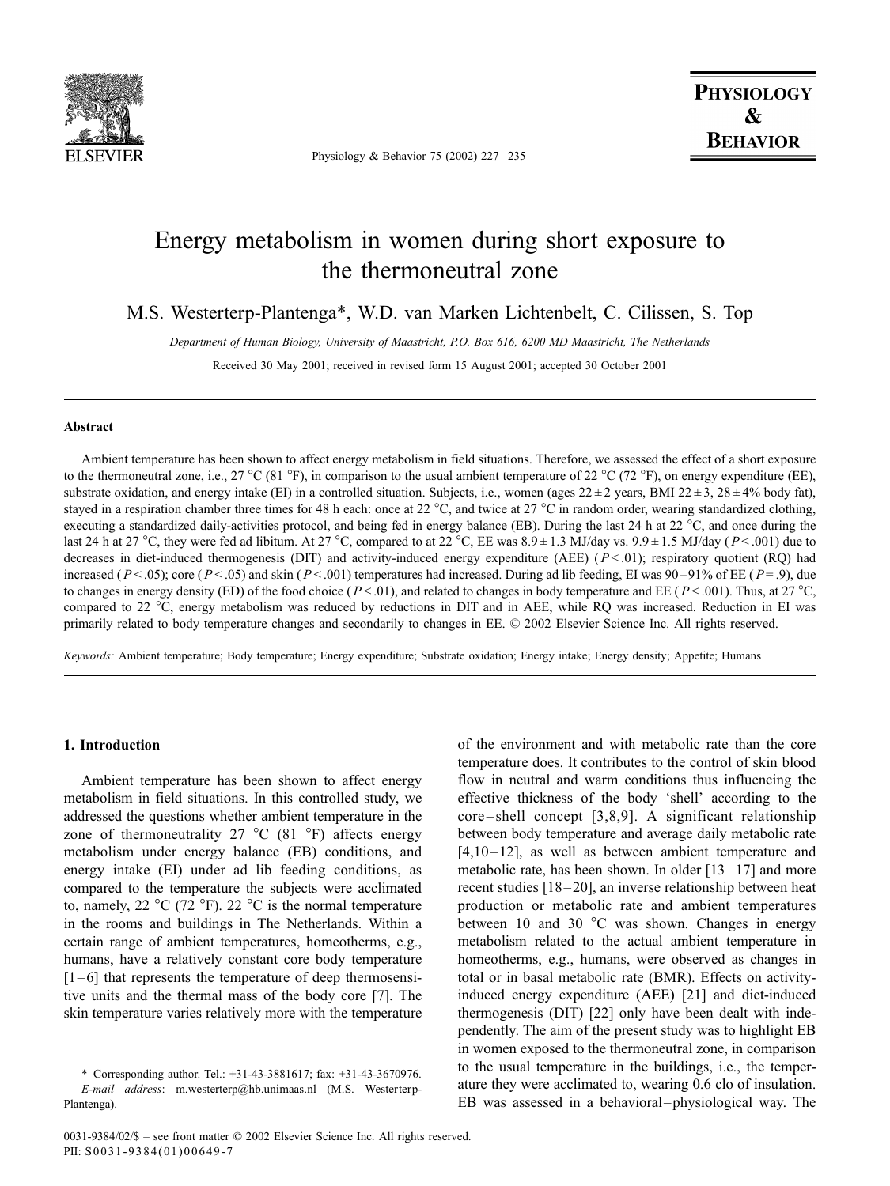# Energy metabolism in women during short exposure to the thermoneutral zone

M.S. Westerterp-Plantenga*, W.D. van Marken Lichtenbelt, C. Cilissen, S. Top

*Department of Human Biology, University of Maastricht, P.O. Box 616, 6200 MD Maastricht, The Netherlands*

Received 30 May 2001; received in revised form 15 August 2001; accepted 30 October 2001

## Abstract

Ambient temperature has been shown to affect energy metabolism in field situations. Therefore, we assessed the effect of a short exposure to the thermoneutral zone, i.e., 27 °C (81 °F), in comparison to the usual ambient temperature of 22 °C (72 °F), on energy expenditure (EE), substrate oxidation, and energy intake (EI) in a controlled situation. Subjects, i.e., women (ages 22 ± 2 years, BMI 22 ± 3, 28 ± 4% body fat), stayed in a respiration chamber three times for 48 h each: once at 22 °C, and twice at 27 °C in random order, wearing standardized clothing, executing a standardized daily-activities protocol, and being fed in energy balance (EB). During the last 24 h at 22 °C, and once during the last 24 h at 27 °C, they were fed ad libitum. At 27 °C, compared to at 22 °C, EE was 8.9 ± 1.3 MJ/day vs. 9.9 ± 1.5 MJ/day ($P < .001$) due to decreases in diet-induced thermogenesis (DIT) and activity-induced energy expenditure (AEE) ($P < .01$); respiratory quotient (RQ) had increased ($P < .05$); core ($P < .05$) and skin ($P < .001$) temperatures had increased. During ad lib feeding, EI was 90–91% of EE ($P = .9$), due to changes in energy density (ED) of the food choice ($P < .01$), and related to changes in body temperature and EE ($P < .001$). Thus, at 27 °C, compared to 22 °C, energy metabolism was reduced by reductions in DIT and in AEE, while RQ was increased. Reduction in EI was primarily related to body temperature changes and secondarily to changes in EE. © 2002 Elsevier Science Inc. All rights reserved.

*Keywords:* Ambient temperature; Body temperature; Energy expenditure; Substrate oxidation; Energy intake; Energy density; Appetite; Humans

## 1. Introduction

Ambient temperature has been shown to affect energy metabolism in field situations. In this controlled study, we addressed the questions whether ambient temperature in the zone of thermoneutrality 27 °C (81 °F) affects energy metabolism under energy balance (EB) conditions, and energy intake (EI) under ad lib feeding conditions, as compared to the temperature the subjects were acclimated to, namely, 22 °C (72 °F). 22 °C is the normal temperature in the rooms and buildings in The Netherlands. Within a certain range of ambient temperatures, homeotherms, e.g., humans, have a relatively constant core body temperature [1–6] that represents the temperature of deep thermosensitive units and the thermal mass of the body core [7]. The skin temperature varies relatively more with the temperature of the environment and with metabolic rate than the core temperature does. It contributes to the control of skin blood flow in neutral and warm conditions thus influencing the effective thickness of the body 'shell' according to the core–shell concept [3,8,9]. A significant relationship between body temperature and average daily metabolic rate [4,10–12], as well as between ambient temperature and metabolic rate, has been shown. In older [13–17] and more recent studies [18–20], an inverse relationship between heat production or metabolic rate and ambient temperatures between 10 and 30 °C was shown. Changes in energy metabolism related to the actual ambient temperature in homeotherms, e.g., humans, were observed as changes in total or in basal metabolic rate (BMR). Effects on activity-induced energy expenditure (AEE) [21] and diet-induced thermogenesis (DIT) [22] only have been dealt with independently. The aim of the present study was to highlight EB in women exposed to the thermoneutral zone, in comparison to the usual temperature in the buildings, i.e., the temperature they were acclimated to, wearing 0.6 clo of insulation. EB was assessed in a behavioral–physiological way. The

\* Corresponding author. Tel.: +31-43-3881617; fax: +31-43-3670976.
*E-mail address:* m.westerterp@hb.unimaas.nl (M.S. Westerterp-Plantenga).

0031-9384/02/$ – see front matter © 2002 Elsevier Science Inc. All rights reserved.
PII: S0031-9384(01)00649-7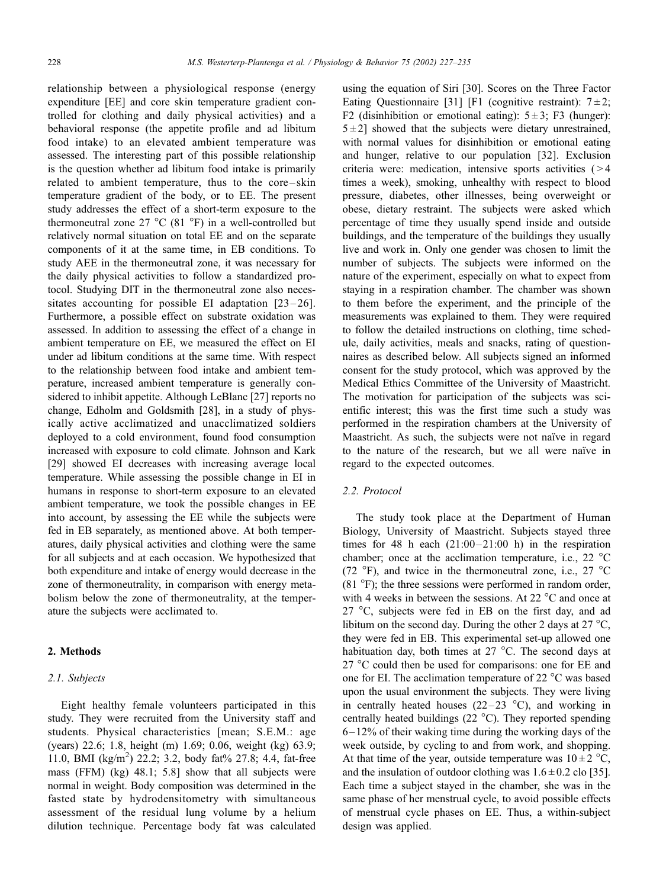relationship between a physiological response (energy expenditure [EE] and core skin temperature gradient controlled for clothing and daily physical activities) and a behavioral response (the appetite profile and ad libitum food intake) to an elevated ambient temperature was assessed. The interesting part of this possible relationship is the question whether ad libitum food intake is primarily related to ambient temperature, thus to the core–skin temperature gradient of the body, or to EE. The present study addresses the effect of a short-term exposure to the thermoneutral zone 27 °C (81 °F) in a well-controlled but relatively normal situation on total EE and on the separate components of it at the same time, in EB conditions. To study AEE in the thermoneutral zone, it was necessary for the daily physical activities to follow a standardized protocol. Studying DIT in the thermoneutral zone also necessitates accounting for possible EI adaptation [23–26]. Furthermore, a possible effect on substrate oxidation was assessed. In addition to assessing the effect of a change in ambient temperature on EE, we measured the effect on EI under ad libitum conditions at the same time. With respect to the relationship between food intake and ambient temperature, increased ambient temperature is generally considered to inhibit appetite. Although LeBlanc [27] reports no change, Edholm and Goldsmith [28], in a study of physically active acclimatized and unacclimatized soldiers deployed to a cold environment, found food consumption increased with exposure to cold climate. Johnson and Kark [29] showed EI decreases with increasing average local temperature. While assessing the possible change in EI in humans in response to short-term exposure to an elevated ambient temperature, we took the possible changes in EE into account, by assessing the EE while the subjects were fed in EB separately, as mentioned above. At both temperatures, daily physical activities and clothing were the same for all subjects and at each occasion. We hypothesized that both expenditure and intake of energy would decrease in the zone of thermoneutrality, in comparison with energy metabolism below the zone of thermoneutrality, at the temperature the subjects were acclimated to.

## 2. Methods

### 2.1. Subjects

Eight healthy female volunteers participated in this study. They were recruited from the University staff and students. Physical characteristics [mean; S.E.M.: age (years) 22.6; 1.8, height (m) 1.69; 0.06, weight (kg) 63.9; 11.0, BMI (kg/m$^2$) 22.2; 3.2, body fat% 27.8; 4.4, fat-free mass (FFM) (kg) 48.1; 5.8] show that all subjects were normal in weight. Body composition was determined in the fasted state by hydrodensitometry with simultaneous assessment of the residual lung volume by a helium dilution technique. Percentage body fat was calculated using the equation of Siri [30]. Scores on the Three Factor Eating Questionnaire [31] [F1 (cognitive restraint): $7 \pm 2$; F2 (disinhibition or emotional eating): $5 \pm 3$; F3 (hunger): $5 \pm 2$] showed that the subjects were dietary unrestrained, with normal values for disinhibition or emotional eating and hunger, relative to our population [32]. Exclusion criteria were: medication, intensive sports activities (> 4 times a week), smoking, unhealthy with respect to blood pressure, diabetes, other illnesses, being overweight or obese, dietary restraint. The subjects were asked which percentage of time they usually spend inside and outside buildings, and the temperature of the buildings they usually live and work in. Only one gender was chosen to limit the number of subjects. The subjects were informed on the nature of the experiment, especially on what to expect from staying in a respiration chamber. The chamber was shown to them before the experiment, and the principle of the measurements was explained to them. They were required to follow the detailed instructions on clothing, time schedule, daily activities, meals and snacks, rating of questionnaires as described below. All subjects signed an informed consent for the study protocol, which was approved by the Medical Ethics Committee of the University of Maastricht. The motivation for participation of the subjects was scientific interest; this was the first time such a study was performed in the respiration chambers at the University of Maastricht. As such, the subjects were not naïve in regard to the nature of the research, but we all were naïve in regard to the expected outcomes.

### 2.2. Protocol

The study took place at the Department of Human Biology, University of Maastricht. Subjects stayed three times for 48 h each (21:00–21:00 h) in the respiration chamber; once at the acclimation temperature, i.e., 22 °C (72 °F), and twice in the thermoneutral zone, i.e., 27 °C (81 °F); the three sessions were performed in random order, with 4 weeks in between the sessions. At 22 °C and once at 27 °C, subjects were fed in EB on the first day, and ad libitum on the second day. During the other 2 days at 27 °C, they were fed in EB. This experimental set-up allowed one habituation day, both times at 27 °C. The second days at 27 °C could then be used for comparisons: one for EE and one for EI. The acclimation temperature of 22 °C was based upon the usual environment the subjects. They were living in centrally heated houses (22–23 °C), and working in centrally heated buildings (22 °C). They reported spending 6–12% of their waking time during the working days of the week outside, by cycling to and from work, and shopping. At that time of the year, outside temperature was $10 \pm 2$ °C, and the insulation of outdoor clothing was $1.6 \pm 0.2$ clo [35]. Each time a subject stayed in the chamber, she was in the same phase of her menstrual cycle, to avoid possible effects of menstrual cycle phases on EE. Thus, a within-subject design was applied.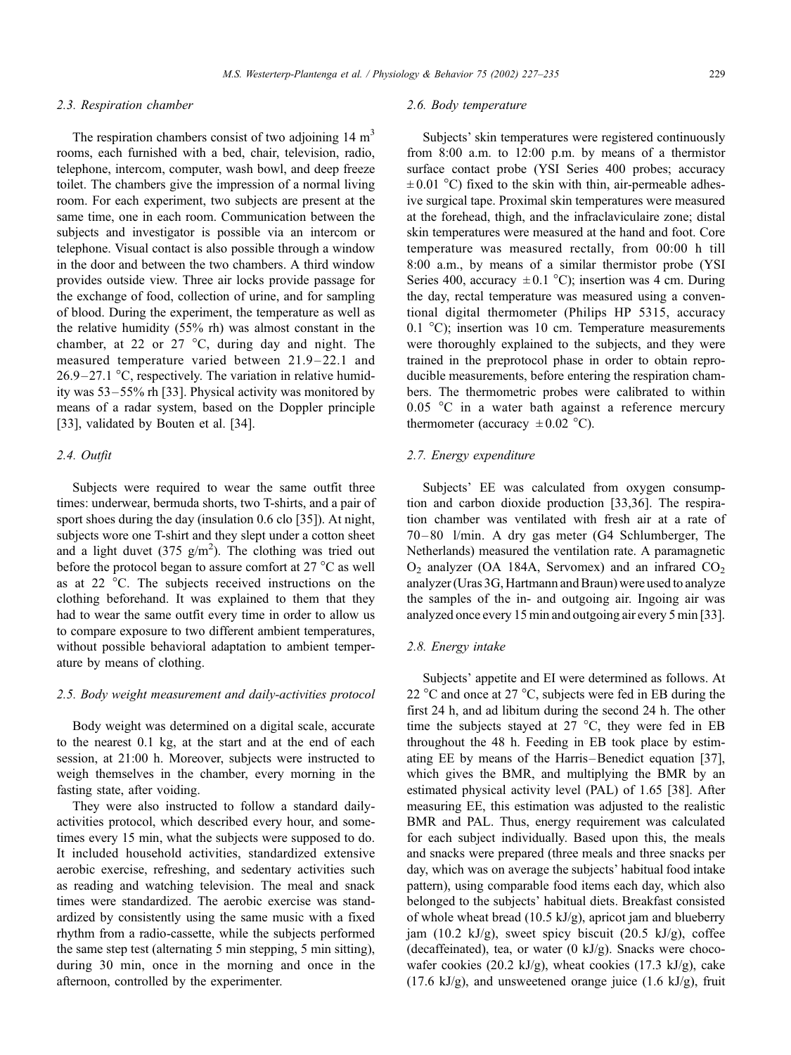### 2.3. Respiration chamber

The respiration chambers consist of two adjoining 14 $m^3$ rooms, each furnished with a bed, chair, television, radio, telephone, intercom, computer, wash bowl, and deep freeze toilet. The chambers give the impression of a normal living room. For each experiment, two subjects are present at the same time, one in each room. Communication between the subjects and investigator is possible via an intercom or telephone. Visual contact is also possible through a window in the door and between the two chambers. A third window provides outside view. Three air locks provide passage for the exchange of food, collection of urine, and for sampling of blood. During the experiment, the temperature as well as the relative humidity (55% rh) was almost constant in the chamber, at 22 or 27 °C, during day and night. The measured temperature varied between 21.9–22.1 and 26.9–27.1 °C, respectively. The variation in relative humidity was 53–55% rh [33]. Physical activity was monitored by means of a radar system, based on the Doppler principle [33], validated by Bouten et al. [34].

### 2.4. Outfit

Subjects were required to wear the same outfit three times: underwear, bermuda shorts, two T-shirts, and a pair of sport shoes during the day (insulation 0.6 clo [35]). At night, subjects wore one T-shirt and they slept under a cotton sheet and a light duvet (375 g/$m^2$). The clothing was tried out before the protocol began to assure comfort at 27 °C as well as at 22 °C. The subjects received instructions on the clothing beforehand. It was explained to them that they had to wear the same outfit every time in order to allow us to compare exposure to two different ambient temperatures, without possible behavioral adaptation to ambient temperature by means of clothing.

### 2.5. Body weight measurement and daily-activities protocol

Body weight was determined on a digital scale, accurate to the nearest 0.1 kg, at the start and at the end of each session, at 21:00 h. Moreover, subjects were instructed to weigh themselves in the chamber, every morning in the fasting state, after voiding.

They were also instructed to follow a standard daily-activities protocol, which described every hour, and sometimes every 15 min, what the subjects were supposed to do. It included household activities, standardized extensive aerobic exercise, refreshing, and sedentary activities such as reading and watching television. The meal and snack times were standardized. The aerobic exercise was standardized by consistently using the same music with a fixed rhythm from a radio-cassette, while the subjects performed the same step test (alternating 5 min stepping, 5 min sitting), during 30 min, once in the morning and once in the afternoon, controlled by the experimenter.

### 2.6. Body temperature

Subjects' skin temperatures were registered continuously from 8:00 a.m. to 12:00 p.m. by means of a thermistor surface contact probe (YSI Series 400 probes; accuracy ± 0.01 °C) fixed to the skin with thin, air-permeable adhesive surgical tape. Proximal skin temperatures were measured at the forehead, thigh, and the infraclaviculaire zone; distal skin temperatures were measured at the hand and foot. Core temperature was measured rectally, from 00:00 h till 8:00 a.m., by means of a similar thermistor probe (YSI Series 400, accuracy ± 0.1 °C); insertion was 4 cm. During the day, rectal temperature was measured using a conventional digital thermometer (Philips HP 5315, accuracy 0.1 °C); insertion was 10 cm. Temperature measurements were thoroughly explained to the subjects, and they were trained in the preprotocol phase in order to obtain reproducible measurements, before entering the respiration chambers. The thermometric probes were calibrated to within 0.05 °C in a water bath against a reference mercury thermometer (accuracy ± 0.02 °C).

### 2.7. Energy expenditure

Subjects' EE was calculated from oxygen consumption and carbon dioxide production [33,36]. The respiration chamber was ventilated with fresh air at a rate of 70–80 l/min. A dry gas meter (G4 Schlumberger, The Netherlands) measured the ventilation rate. A paramagnetic $O_2$ analyzer (OA 184A, Servomex) and an infrared $CO_2$ analyzer (Uras 3G, Hartmann and Braun) were used to analyze the samples of the in- and outgoing air. Ingoing air was analyzed once every 15 min and outgoing air every 5 min [33].

### 2.8. Energy intake

Subjects' appetite and EI were determined as follows. At 22 °C and once at 27 °C, subjects were fed in EB during the first 24 h, and ad libitum during the second 24 h. The other time the subjects stayed at 27 °C, they were fed in EB throughout the 48 h. Feeding in EB took place by estimating EE by means of the Harris–Benedict equation [37], which gives the BMR, and multiplying the BMR by an estimated physical activity level (PAL) of 1.65 [38]. After measuring EE, this estimation was adjusted to the realistic BMR and PAL. Thus, energy requirement was calculated for each subject individually. Based upon this, the meals and snacks were prepared (three meals and three snacks per day, which was on average the subjects' habitual food intake pattern), using comparable food items each day, which also belonged to the subjects' habitual diets. Breakfast consisted of whole wheat bread (10.5 kJ/g), apricot jam and blueberry jam (10.2 kJ/g), sweet spicy biscuit (20.5 kJ/g), coffee (decaffeinated), tea, or water (0 kJ/g). Snacks were choco-wafer cookies (20.2 kJ/g), wheat cookies (17.3 kJ/g), cake (17.6 kJ/g), and unsweetened orange juice (1.6 kJ/g), fruit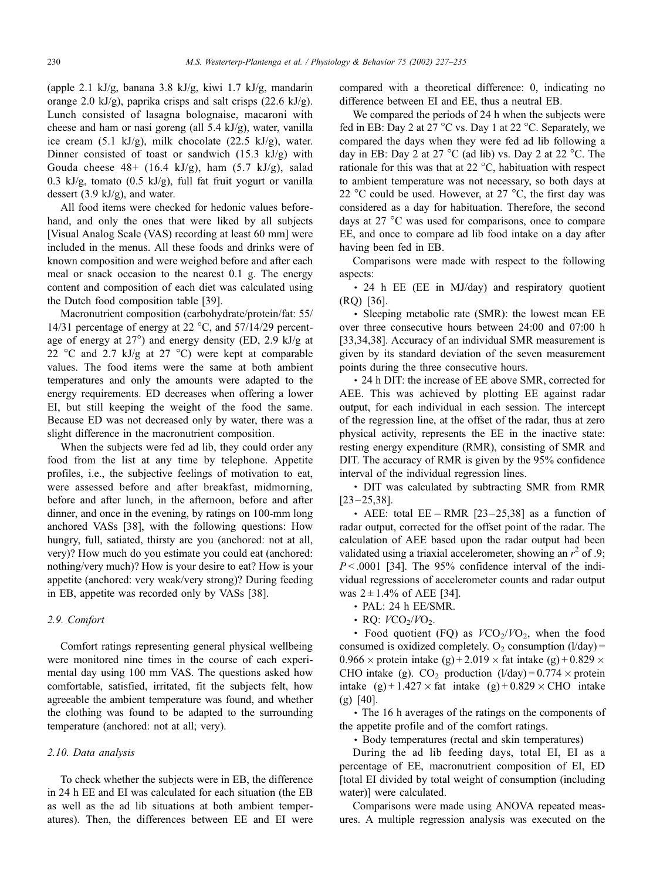(apple 2.1 kJ/g, banana 3.8 kJ/g, kiwi 1.7 kJ/g, mandarin orange 2.0 kJ/g), paprika crisps and salt crisps (22.6 kJ/g). Lunch consisted of lasagna bolognaise, macaroni with cheese and ham or nasi goreng (all 5.4 kJ/g), water, vanilla ice cream (5.1 kJ/g), milk chocolate (22.5 kJ/g), water. Dinner consisted of toast or sandwich (15.3 kJ/g) with Gouda cheese 48+ (16.4 kJ/g), ham (5.7 kJ/g), salad 0.3 kJ/g, tomato (0.5 kJ/g), full fat fruit yogurt or vanilla dessert (3.9 kJ/g), and water.

All food items were checked for hedonic values beforehand, and only the ones that were liked by all subjects [Visual Analog Scale (VAS) recording at least 60 mm] were included in the menus. All these foods and drinks were of known composition and were weighed before and after each meal or snack occasion to the nearest 0.1 g. The energy content and composition of each diet was calculated using the Dutch food composition table [39].

Macronutrient composition (carbohydrate/protein/fat: 55/14/31 percentage of energy at 22 °C, and 57/14/29 percentage of energy at 27°) and energy density (ED, 2.9 kJ/g at 22 °C and 2.7 kJ/g at 27 °C) were kept at comparable values. The food items were the same at both ambient temperatures and only the amounts were adapted to the energy requirements. ED decreases when offering a lower EI, but still keeping the weight of the food the same. Because ED was not decreased only by water, there was a slight difference in the macronutrient composition.

When the subjects were fed ad lib, they could order any food from the list at any time by telephone. Appetite profiles, i.e., the subjective feelings of motivation to eat, were assessed before and after breakfast, midmorning, before and after lunch, in the afternoon, before and after dinner, and once in the evening, by ratings on 100-mm long anchored VASs [38], with the following questions: How hungry, full, satiated, thirsty are you (anchored: not at all, very)? How much do you estimate you could eat (anchored: nothing/very much)? How is your desire to eat? How is your appetite (anchored: very weak/very strong)? During feeding in EB, appetite was recorded only by VASs [38].

### 2.9. Comfort

Comfort ratings representing general physical wellbeing were monitored nine times in the course of each experimental day using 100 mm VAS. The questions asked how comfortable, satisfied, irritated, fit the subjects felt, how agreeable the ambient temperature was found, and whether the clothing was found to be adapted to the surrounding temperature (anchored: not at all; very).

### 2.10. Data analysis

To check whether the subjects were in EB, the difference in 24 h EE and EI was calculated for each situation (the EB as well as the ad lib situations at both ambient temperatures). Then, the differences between EE and EI were compared with a theoretical difference: 0, indicating no difference between EI and EE, thus a neutral EB.

We compared the periods of 24 h when the subjects were fed in EB: Day 2 at 27 °C vs. Day 1 at 22 °C. Separately, we compared the days when they were fed ad lib following a day in EB: Day 2 at 27 °C (ad lib) vs. Day 2 at 22 °C. The rationale for this was that at 22 °C, habituation with respect to ambient temperature was not necessary, so both days at 22 °C could be used. However, at 27 °C, the first day was considered as a day for habituation. Therefore, the second days at 27 °C was used for comparisons, once to compare EE, and once to compare ad lib food intake on a day after having been fed in EB.

Comparisons were made with respect to the following aspects:

- 24 h EE (EE in MJ/day) and respiratory quotient (RQ) [36].
- Sleeping metabolic rate (SMR): the lowest mean EE over three consecutive hours between 24:00 and 07:00 h [33,34,38]. Accuracy of an individual SMR measurement is given by its standard deviation of the seven measurement points during the three consecutive hours.
- 24 h DIT: the increase of EE above SMR, corrected for AEE. This was achieved by plotting EE against radar output, for each individual in each session. The intercept of the regression line, at the offset of the radar, thus at zero physical activity, represents the EE in the inactive state: resting energy expenditure (RMR), consisting of SMR and DIT. The accuracy of RMR is given by the 95% confidence interval of the individual regression lines.
- DIT was calculated by subtracting SMR from RMR [23–25,38].
- AEE: total EE − RMR [23–25,38] as a function of radar output, corrected for the offset point of the radar. The calculation of AEE based upon the radar output had been validated using a triaxial accelerometer, showing an $r^2$ of .9; $P<.0001$ [34]. The 95% confidence interval of the individual regressions of accelerometer counts and radar output was $2\pm1.4\%$ of AEE [34].
- PAL: 24 h EE/SMR.
- RQ: $VCO_2/VO_2$.
- Food quotient (FQ) as $VCO_2/VO_2$, when the food consumed is oxidized completely. $O_2$ consumption (l/day) = $0.966\times$ protein intake (g) + $2.019\times$ fat intake (g) + $0.829\times$ CHO intake (g). $CO_2$ production (l/day) = $0.774\times$ protein intake (g) + $1.427\times$ fat intake (g) + $0.829\times$ CHO intake (g) [40].
- The 16 h averages of the ratings on the components of the appetite profile and of the comfort ratings.
- Body temperatures (rectal and skin temperatures)

During the ad lib feeding days, total EI, EI as a percentage of EE, macronutrient composition of EI, ED [total EI divided by total weight of consumption (including water)] were calculated.

Comparisons were made using ANOVA repeated measures. A multiple regression analysis was executed on the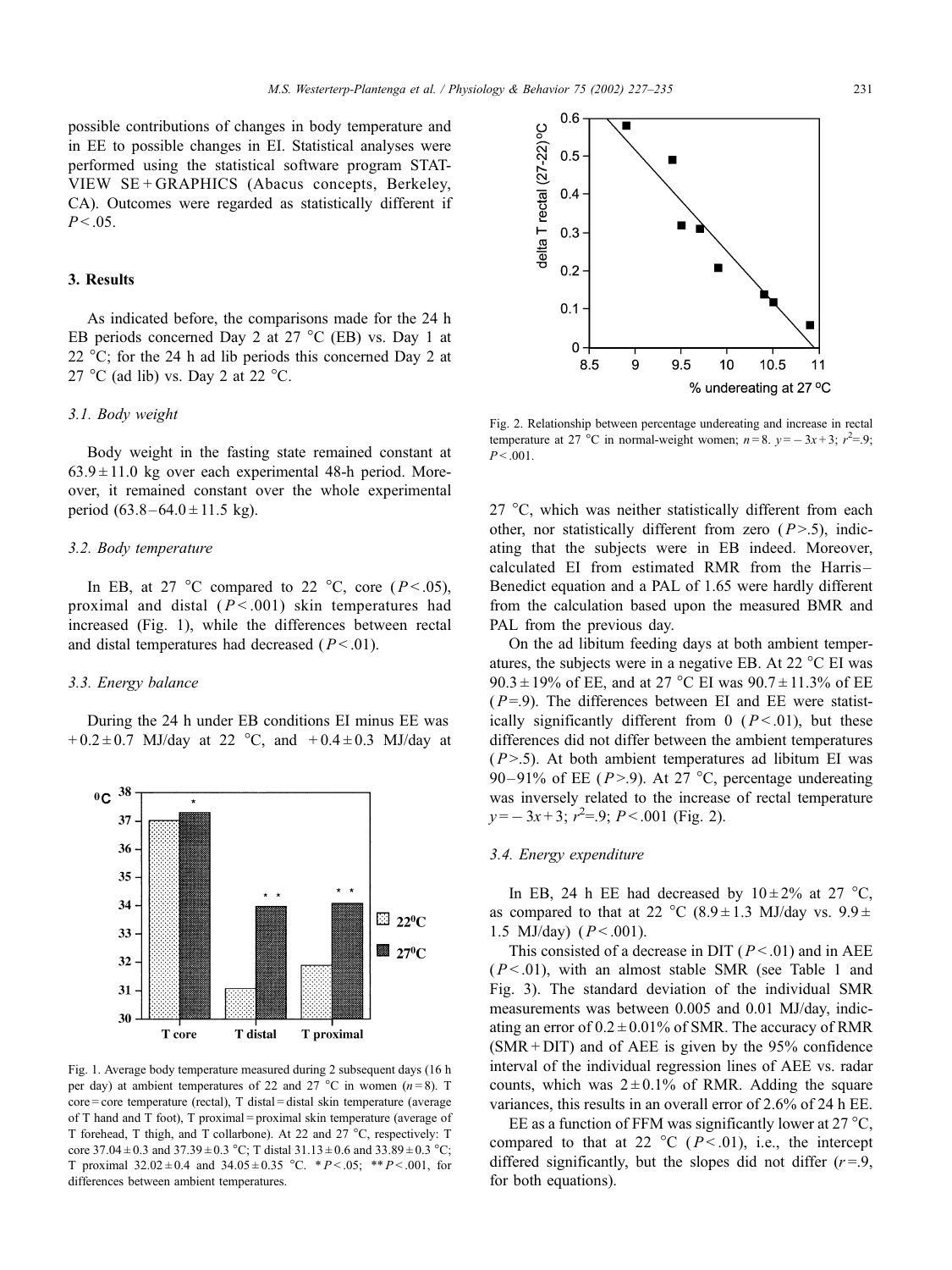possible contributions of changes in body temperature and in EE to possible changes in EI. Statistical analyses were performed using the statistical software program STATVIEW SE + GRAPHICS (Abacus concepts, Berkeley, CA). Outcomes were regarded as statistically different if $P < .05$.

## 3. Results

As indicated before, the comparisons made for the 24 h EB periods concerned Day 2 at 27 °C (EB) vs. Day 1 at 22 °C; for the 24 h ad lib periods this concerned Day 2 at 27 °C (ad lib) vs. Day 2 at 22 °C.

### 3.1. Body weight

Body weight in the fasting state remained constant at 63.9 ± 11.0 kg over each experimental 48-h period. Moreover, it remained constant over the whole experimental period (63.8–64.0 ± 11.5 kg).

### 3.2. Body temperature

In EB, at 27 °C compared to 22 °C, core ($P < .05$), proximal and distal ($P < .001$) skin temperatures had increased (Fig. 1), while the differences between rectal and distal temperatures had decreased ($P < .01$).

### 3.3. Energy balance

During the 24 h under EB conditions EI minus EE was +0.2 ± 0.7 MJ/day at 22 °C, and +0.4 ± 0.3 MJ/day at 27 °C, which was neither statistically different from each other, nor statistically different from zero ($P > .5$), indicating that the subjects were in EB indeed. Moreover, calculated EI from estimated RMR from the Harris–Benedict equation and a PAL of 1.65 were hardly different from the calculation based upon the measured BMR and PAL from the previous day.

Fig. 1. Average body temperature measured during 2 subsequent days (16 h per day) at ambient temperatures of 22 and 27 °C in women ($n = 8$). T core = core temperature (rectal), T distal = distal skin temperature (average of T hand and T foot), T proximal = proximal skin temperature (average of T forehead, T thigh, and T collarbone). At 22 and 27 °C, respectively: T core 37.04 ± 0.3 and 37.39 ± 0.3 °C; T distal 31.13 ± 0.6 and 33.89 ± 0.3 °C; T proximal 32.02 ± 0.4 and 34.05 ± 0.35 °C. * $P < .05$; ** $P < .001$, for differences between ambient temperatures.

Fig. 2. Relationship between percentage undereating and increase in rectal temperature at 27 °C in normal-weight women; $n = 8$. $y = -3x + 3$; $r^2 = .9$; $P < .001$.

On the ad libitum feeding days at both ambient temperatures, the subjects were in a negative EB. At 22 °C EI was 90.3 ± 19% of EE, and at 27 °C EI was 90.7 ± 11.3% of EE ($P = .9$). The differences between EI and EE were statistically significantly different from 0 ($P < .01$), but these differences did not differ between the ambient temperatures ($P > .5$). At both ambient temperatures ad libitum EI was 90–91% of EE ($P > .9$). At 27 °C, percentage undereating was inversely related to the increase of rectal temperature $y = -3x + 3$; $r^2 = .9$; $P < .001$ (Fig. 2).

### 3.4. Energy expenditure

In EB, 24 h EE had decreased by 10 ± 2% at 27 °C, as compared to that at 22 °C (8.9 ± 1.3 MJ/day vs. 9.9 ± 1.5 MJ/day) ($P < .001$).

This consisted of a decrease in DIT ($P < .01$) and in AEE ($P < .01$), with an almost stable SMR (see Table 1 and Fig. 3). The standard deviation of the individual SMR measurements was between 0.005 and 0.01 MJ/day, indicating an error of 0.2 ± 0.01% of SMR. The accuracy of RMR (SMR + DIT) and of AEE is given by the 95% confidence interval of the individual regression lines of AEE vs. radar counts, which was 2 ± 0.1% of RMR. Adding the square variances, this results in an overall error of 2.6% of 24 h EE.

EE as a function of FFM was significantly lower at 27 °C, compared to that at 22 °C ($P < .01$), i.e., the intercept differed significantly, but the slopes did not differ ($r = .9$, for both equations).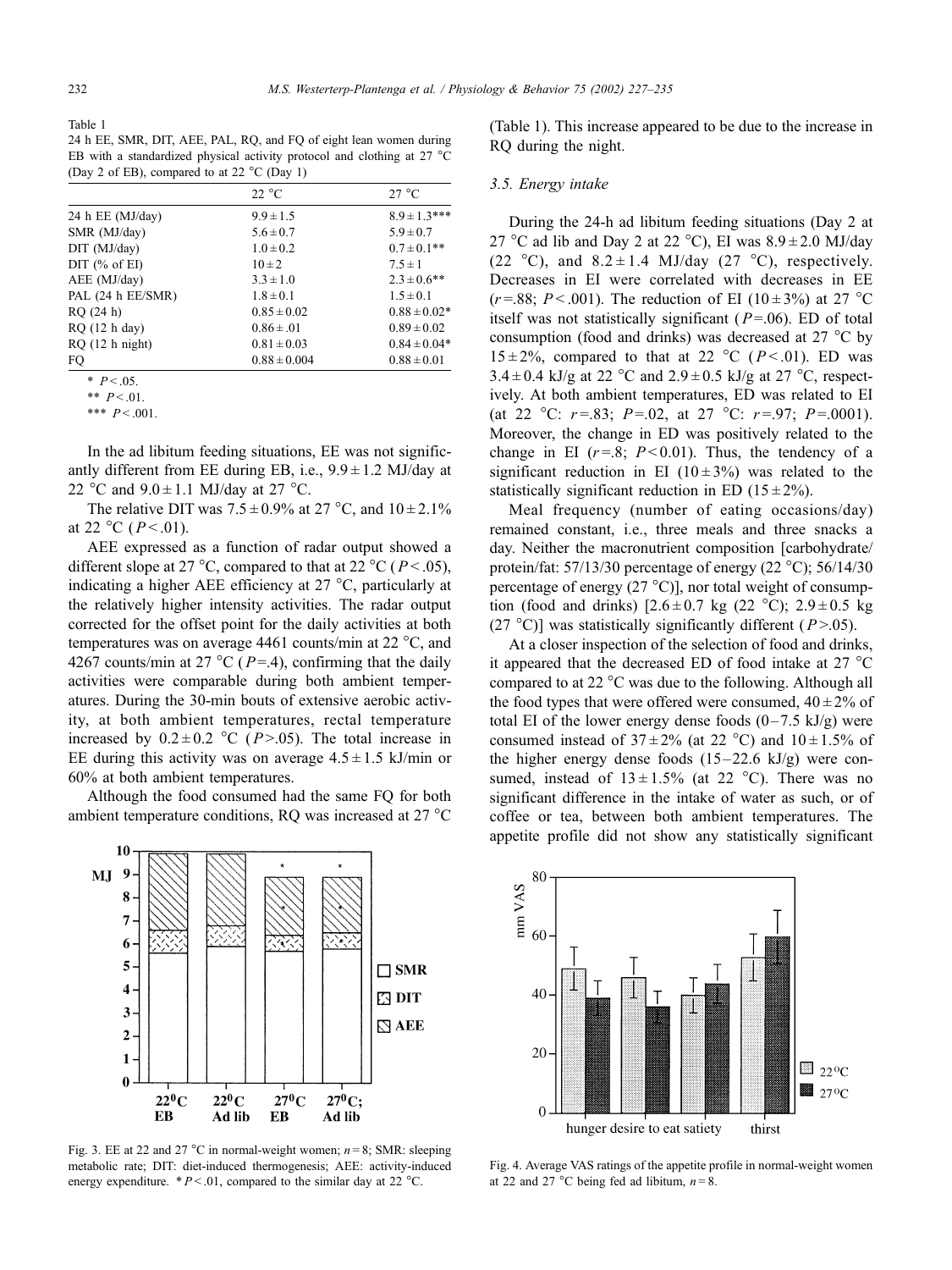Table 1
24 h EE, SMR, DIT, AEE, PAL, RQ, and FQ of eight lean women during EB with a standardized physical activity protocol and clothing at 27 °C (Day 2 of EB), compared to at 22 °C (Day 1)

| | 22 °C | 27 °C |
|---|---|---|
| 24 h EE (MJ/day) | 9.9 ± 1.5 | 8.9 ± 1.3*** |
| SMR (MJ/day) | 5.6 ± 0.7 | 5.9 ± 0.7 |
| DIT (MJ/day) | 1.0 ± 0.2 | 0.7 ± 0.1** |
| DIT (% of EI) | 10 ± 2 | 7.5 ± 1 |
| AEE (MJ/day) | 3.3 ± 1.0 | 2.3 ± 0.6** |
| PAL (24 h EE/SMR) | 1.8 ± 0.1 | 1.5 ± 0.1 |
| RQ (24 h) | 0.85 ± 0.02 | 0.88 ± 0.02* |
| RQ (12 h day) | 0.86 ± .01 | 0.89 ± 0.02 |
| RQ (12 h night) | 0.81 ± 0.03 | 0.84 ± 0.04* |
| FQ | 0.88 ± 0.004 | 0.88 ± 0.01 |

* $P < .05$.

** $P < .01$.

*** $P < .001$.

In the ad libitum feeding situations, EE was not significantly different from EE during EB, i.e., 9.9 ± 1.2 MJ/day at 22 °C and 9.0 ± 1.1 MJ/day at 27 °C.

The relative DIT was 7.5 ± 0.9% at 27 °C, and 10 ± 2.1% at 22 °C ($P < .01$).

AEE expressed as a function of radar output showed a different slope at 27 °C, compared to that at 22 °C ($P < .05$), indicating a higher AEE efficiency at 27 °C, particularly at the relatively higher intensity activities. The radar output corrected for the offset point for the daily activities at both temperatures was on average 4461 counts/min at 22 °C, and 4267 counts/min at 27 °C ($P = .4$), confirming that the daily activities were comparable during both ambient temperatures. During the 30-min bouts of extensive aerobic activity, at both ambient temperatures, rectal temperature increased by 0.2 ± 0.2 °C ($P > .05$). The total increase in EE during this activity was on average 4.5 ± 1.5 kJ/min or 60% at both ambient temperatures.

Although the food consumed had the same FQ for both ambient temperature conditions, RQ was increased at 27 °C (Table 1). This increase appeared to be due to the increase in RQ during the night.

### 3.5. Energy intake

During the 24-h ad libitum feeding situations (Day 2 at 27 °C ad lib and Day 2 at 22 °C), EI was 8.9 ± 2.0 MJ/day (22 °C), and 8.2 ± 1.4 MJ/day (27 °C), respectively. Decreases in EI were correlated with decreases in EE ($r = .88$; $P < .001$). The reduction of EI (10 ± 3%) at 27 °C itself was not statistically significant ($P = .06$). ED of total consumption (food and drinks) was decreased at 27 °C by 15 ± 2%, compared to that at 22 °C ($P < .01$). ED was 3.4 ± 0.4 kJ/g at 22 °C and 2.9 ± 0.5 kJ/g at 27 °C, respectively. At both ambient temperatures, ED was related to EI (at 22 °C: $r = .83$; $P = .02$, at 27 °C: $r = .97$; $P = .0001$). Moreover, the change in ED was positively related to the change in EI ($r = .8$; $P < 0.01$). Thus, the tendency of a significant reduction in EI (10 ± 3%) was related to the statistically significant reduction in ED (15 ± 2%).

Meal frequency (number of eating occasions/day) remained constant, i.e., three meals and three snacks a day. Neither the macronutrient composition [carbohydrate/protein/fat: 57/13/30 percentage of energy (22 °C); 56/14/30 percentage of energy (27 °C)], nor total weight of consumption (food and drinks) [2.6 ± 0.7 kg (22 °C); 2.9 ± 0.5 kg (27 °C)] was statistically significantly different ($P > .05$).

At a closer inspection of the selection of food and drinks, it appeared that the decreased ED of food intake at 27 °C compared to at 22 °C was due to the following. Although all the food types that were offered were consumed, 40 ± 2% of total EI of the lower energy dense foods (0–7.5 kJ/g) were consumed instead of 37 ± 2% (at 22 °C) and 10 ± 1.5% of the higher energy dense foods (15–22.6 kJ/g) were consumed, instead of 13 ± 1.5% (at 22 °C). There was no significant difference in the intake of water as such, or of coffee or tea, between both ambient temperatures. The appetite profile did not show any statistically significant

Fig. 3. EE at 22 and 27 °C in normal-weight women; $n = 8$; SMR: sleeping metabolic rate; DIT: diet-induced thermogenesis; AEE: activity-induced energy expenditure. * $P < .01$, compared to the similar day at 22 °C.

Fig. 4. Average VAS ratings of the appetite profile in normal-weight women at 22 and 27 °C being fed ad libitum, $n = 8$.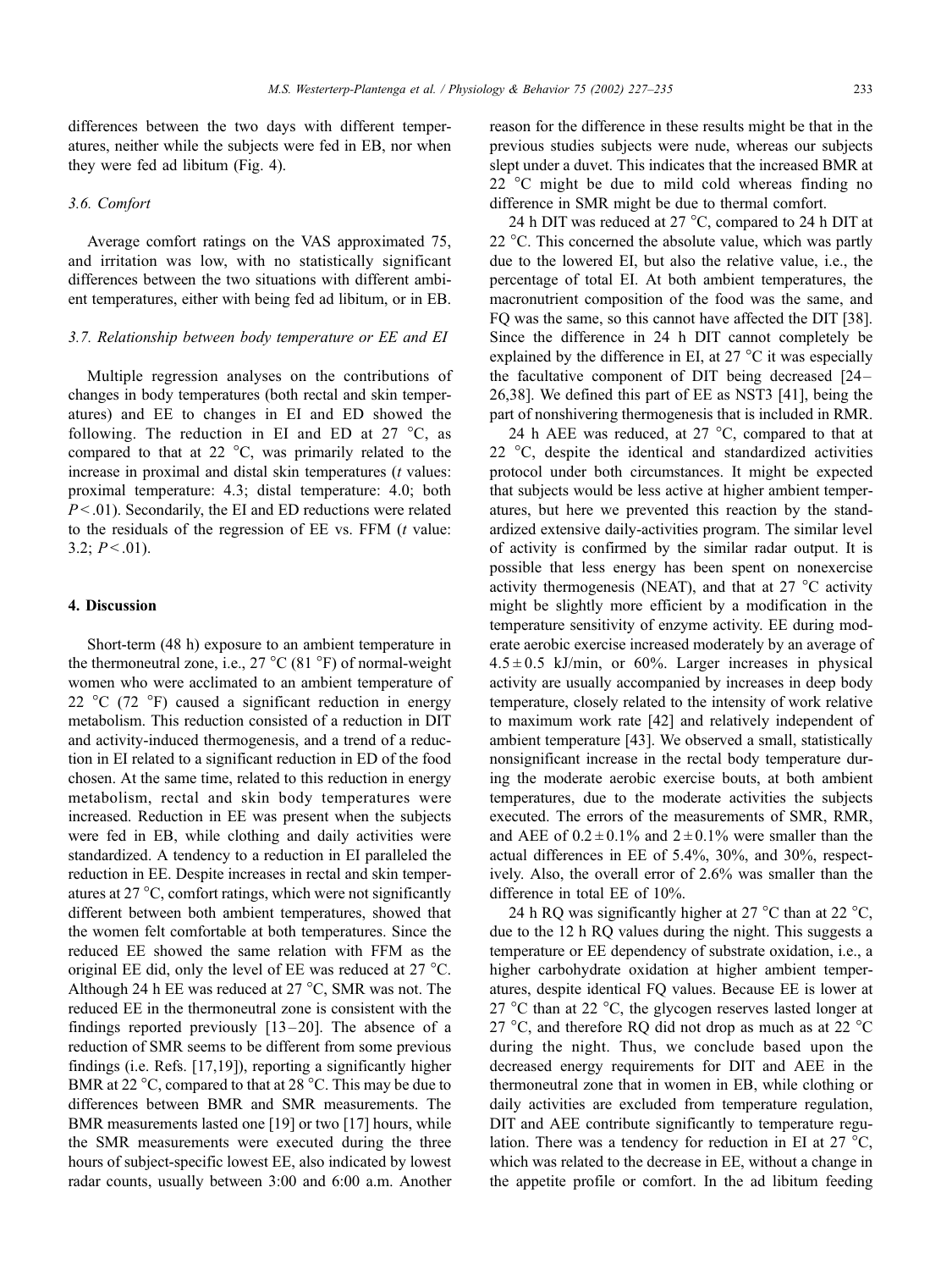differences between the two days with different temperatures, neither while the subjects were fed in EB, nor when they were fed ad libitum (Fig. 4).

### 3.6. Comfort

Average comfort ratings on the VAS approximated 75, and irritation was low, with no statistically significant differences between the two situations with different ambient temperatures, either with being fed ad libitum, or in EB.

### 3.7. Relationship between body temperature or EE and EI

Multiple regression analyses on the contributions of changes in body temperatures (both rectal and skin temperatures) and EE to changes in EI and ED showed the following. The reduction in EI and ED at 27 °C, as compared to that at 22 °C, was primarily related to the increase in proximal and distal skin temperatures (*t* values: proximal temperature: 4.3; distal temperature: 4.0; both $P < .01$). Secondarily, the EI and ED reductions were related to the residuals of the regression of EE vs. FFM (*t* value: 3.2; $P < .01$).

## 4. Discussion

Short-term (48 h) exposure to an ambient temperature in the thermoneutral zone, i.e., 27 °C (81 °F) of normal-weight women who were acclimated to an ambient temperature of 22 °C (72 °F) caused a significant reduction in energy metabolism. This reduction consisted of a reduction in DIT and activity-induced thermogenesis, and a trend of a reduction in EI related to a significant reduction in ED of the food chosen. At the same time, related to this reduction in energy metabolism, rectal and skin body temperatures were increased. Reduction in EE was present when the subjects were fed in EB, while clothing and daily activities were standardized. A tendency to a reduction in EI paralleled the reduction in EE. Despite increases in rectal and skin temperatures at 27 °C, comfort ratings, which were not significantly different between both ambient temperatures, showed that the women felt comfortable at both temperatures. Since the reduced EE showed the same relation with FFM as the original EE did, only the level of EE was reduced at 27 °C. Although 24 h EE was reduced at 27 °C, SMR was not. The reduced EE in the thermoneutral zone is consistent with the findings reported previously [13–20]. The absence of a reduction of SMR seems to be different from some previous findings (i.e. Refs. [17,19]), reporting a significantly higher BMR at 22 °C, compared to that at 28 °C. This may be due to differences between BMR and SMR measurements. The BMR measurements lasted one [19] or two [17] hours, while the SMR measurements were executed during the three hours of subject-specific lowest EE, also indicated by lowest radar counts, usually between 3:00 and 6:00 a.m. Another reason for the difference in these results might be that in the previous studies subjects were nude, whereas our subjects slept under a duvet. This indicates that the increased BMR at 22 °C might be due to mild cold whereas finding no difference in SMR might be due to thermal comfort.

24 h DIT was reduced at 27 °C, compared to 24 h DIT at 22 °C. This concerned the absolute value, which was partly due to the lowered EI, but also the relative value, i.e., the percentage of total EI. At both ambient temperatures, the macronutrient composition of the food was the same, and FQ was the same, so this cannot have affected the DIT [38]. Since the difference in 24 h DIT cannot completely be explained by the difference in EI, at 27 °C it was especially the facultative component of DIT being decreased [24–26,38]. We defined this part of EE as NST3 [41], being the part of nonshivering thermogenesis that is included in RMR.

24 h AEE was reduced, at 27 °C, compared to that at 22 °C, despite the identical and standardized activities protocol under both circumstances. It might be expected that subjects would be less active at higher ambient temperatures, but here we prevented this reaction by the standardized extensive daily-activities program. The similar level of activity is confirmed by the similar radar output. It is possible that less energy has been spent on nonexercise activity thermogenesis (NEAT), and that at 27 °C activity might be slightly more efficient by a modification in the temperature sensitivity of enzyme activity. EE during moderate aerobic exercise increased moderately by an average of $4.5 \pm 0.5$ kJ/min, or 60%. Larger increases in physical activity are usually accompanied by increases in deep body temperature, closely related to the intensity of work relative to maximum work rate [42] and relatively independent of ambient temperature [43]. We observed a small, statistically nonsignificant increase in the rectal body temperature during the moderate aerobic exercise bouts, at both ambient temperatures, due to the moderate activities the subjects executed. The errors of the measurements of SMR, RMR, and AEE of $0.2 \pm 0.1\%$ and $2 \pm 0.1\%$ were smaller than the actual differences in EE of 5.4%, 30%, and 30%, respectively. Also, the overall error of 2.6% was smaller than the difference in total EE of 10%.

24 h RQ was significantly higher at 27 °C than at 22 °C, due to the 12 h RQ values during the night. This suggests a temperature or EE dependency of substrate oxidation, i.e., a higher carbohydrate oxidation at higher ambient temperatures, despite identical FQ values. Because EE is lower at 27 °C than at 22 °C, the glycogen reserves lasted longer at 27 °C, and therefore RQ did not drop as much as at 22 °C during the night. Thus, we conclude based upon the decreased energy requirements for DIT and AEE in the thermoneutral zone that in women in EB, while clothing or daily activities are excluded from temperature regulation, DIT and AEE contribute significantly to temperature regulation. There was a tendency for reduction in EI at 27 °C, which was related to the decrease in EE, without a change in the appetite profile or comfort. In the ad libitum feeding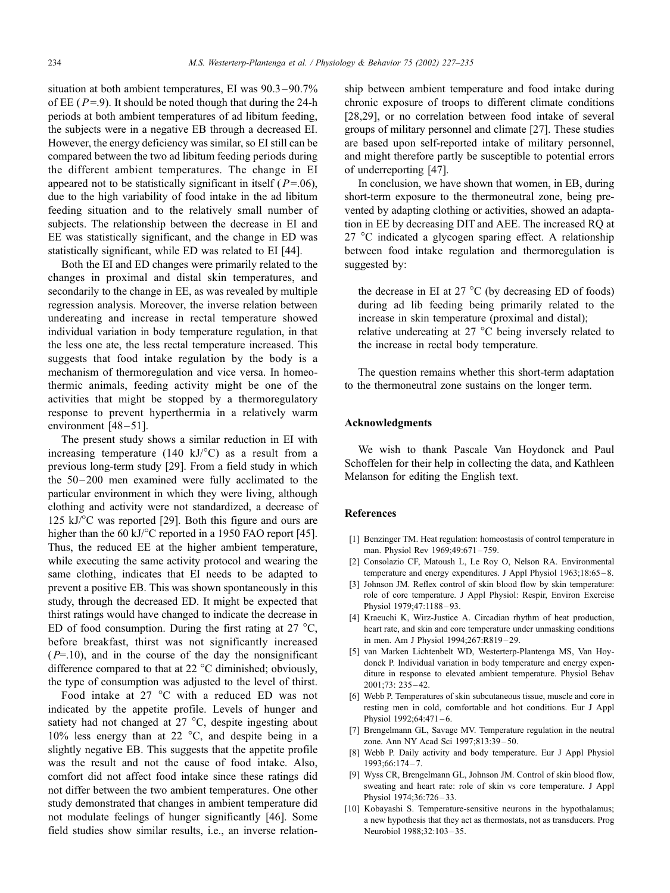situation at both ambient temperatures, EI was 90.3–90.7% of EE ($P$=.9). It should be noted though that during the 24-h periods at both ambient temperatures of ad libitum feeding, the subjects were in a negative EB through a decreased EI. However, the energy deficiency was similar, so EI still can be compared between the two ad libitum feeding periods during the different ambient temperatures. The change in EI appeared not to be statistically significant in itself ($P$=.06), due to the high variability of food intake in the ad libitum feeding situation and to the relatively small number of subjects. The relationship between the decrease in EI and EE was statistically significant, and the change in ED was statistically significant, while ED was related to EI [44].

Both the EI and ED changes were primarily related to the changes in proximal and distal skin temperatures, and secondarily to the change in EE, as was revealed by multiple regression analysis. Moreover, the inverse relation between undereating and increase in rectal temperature showed individual variation in body temperature regulation, in that the less one ate, the less rectal temperature increased. This suggests that food intake regulation by the body is a mechanism of thermoregulation and vice versa. In homeothermic animals, feeding activity might be one of the activities that might be stopped by a thermoregulatory response to prevent hyperthermia in a relatively warm environment [48–51].

The present study shows a similar reduction in EI with increasing temperature (140 kJ/°C) as a result from a previous long-term study [29]. From a field study in which the 50–200 men examined were fully acclimated to the particular environment in which they were living, although clothing and activity were not standardized, a decrease of 125 kJ/°C was reported [29]. Both this figure and ours are higher than the 60 kJ/°C reported in a 1950 FAO report [45]. Thus, the reduced EE at the higher ambient temperature, while executing the same activity protocol and wearing the same clothing, indicates that EI needs to be adapted to prevent a positive EB. This was shown spontaneously in this study, through the decreased ED. It might be expected that thirst ratings would have changed to indicate the decrease in ED of food consumption. During the first rating at 27 °C, before breakfast, thirst was not significantly increased ($P$=.10), and in the course of the day the nonsignificant difference compared to that at 22 °C diminished; obviously, the type of consumption was adjusted to the level of thirst.

Food intake at 27 °C with a reduced ED was not indicated by the appetite profile. Levels of hunger and satiety had not changed at 27 °C, despite ingesting about 10% less energy than at 22 °C, and despite being in a slightly negative EB. This suggests that the appetite profile was the result and not the cause of food intake. Also, comfort did not affect food intake since these ratings did not differ between the two ambient temperatures. One other study demonstrated that changes in ambient temperature did not modulate feelings of hunger significantly [46]. Some field studies show similar results, i.e., an inverse relationship between ambient temperature and food intake during chronic exposure of troops to different climate conditions [28,29], or no correlation between food intake of several groups of military personnel and climate [27]. These studies are based upon self-reported intake of military personnel, and might therefore partly be susceptible to potential errors of underreporting [47].

In conclusion, we have shown that women, in EB, during short-term exposure to the thermoneutral zone, being prevented by adapting clothing or activities, showed an adaptation in EE by decreasing DIT and AEE. The increased RQ at 27 °C indicated a glycogen sparing effect. A relationship between food intake regulation and thermoregulation is suggested by:

- the decrease in EI at 27 °C (by decreasing ED of foods) during ad lib feeding being primarily related to the increase in skin temperature (proximal and distal);
- relative undereating at 27 °C being inversely related to the increase in rectal body temperature.

The question remains whether this short-term adaptation to the thermoneutral zone sustains on the longer term.

## Acknowledgments

We wish to thank Pascale Van Hoydonck and Paul Schoffelen for their help in collecting the data, and Kathleen Melanson for editing the English text.

## References

[1] Benzinger TM. Heat regulation: homeostasis of control temperature in man. Physiol Rev 1969;49:671–759.

[2] Consolazio CF, Matoush L, Le Roy O, Nelson RA. Environmental temperature and energy expenditures. J Appl Physiol 1963;18:65–8.

[3] Johnson JM. Reflex control of skin blood flow by skin temperature: role of core temperature. J Appl Physiol: Respir, Environ Exercise Physiol 1979;47:1188–93.

[4] Kraeuchi K, Wirz-Justice A. Circadian rhythm of heat production, heart rate, and skin and core temperature under unmasking conditions in men. Am J Physiol 1994;267:R819–29.

[5] van Marken Lichtenbelt WD, Westerterp-Plantenga MS, Van Hoydonck P. Individual variation in body temperature and energy expenditure in response to elevated ambient temperature. Physiol Behav 2001;73: 235–42.

[6] Webb P. Temperatures of skin subcutaneous tissue, muscle and core in resting men in cold, comfortable and hot conditions. Eur J Appl Physiol 1992;64:471–6.

[7] Brengelmann GL, Savage MV. Temperature regulation in the neutral zone. Ann NY Acad Sci 1997;813:39–50.

[8] Webb P. Daily activity and body temperature. Eur J Appl Physiol 1993;66:174–7.

[9] Wyss CR, Brengelmann GL, Johnson JM. Control of skin blood flow, sweating and heart rate: role of skin vs core temperature. J Appl Physiol 1974;36:726–33.

[10] Kobayashi S. Temperature-sensitive neurons in the hypothalamus; a new hypothesis that they act as thermostats, not as transducers. Prog Neurobiol 1988;32:103–35.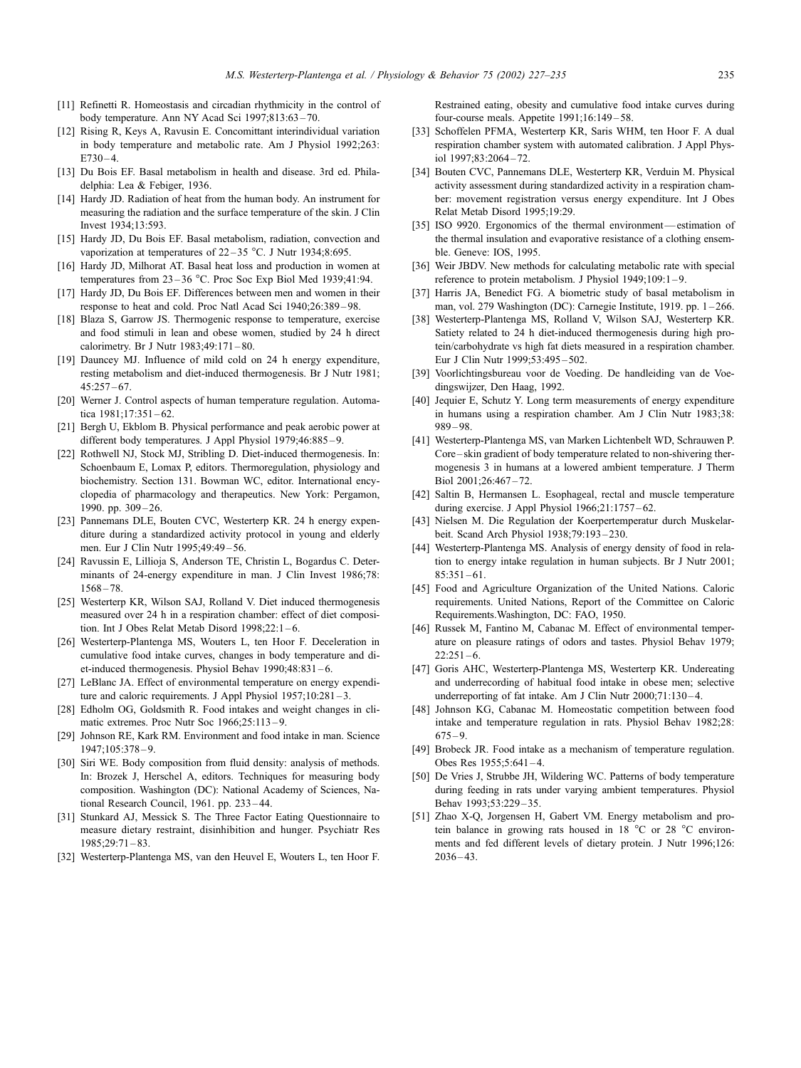[11] Refinetti R. Homeostasis and circadian rhythmicity in the control of body temperature. Ann NY Acad Sci 1997;813:63–70.

[12] Rising R, Keys A, Ravusin E. Concomittant interindividual variation in body temperature and metabolic rate. Am J Physiol 1992;263: E730–4.

[13] Du Bois EF. Basal metabolism in health and disease. 3rd ed. Philadelphia: Lea & Febiger, 1936.

[14] Hardy JD. Radiation of heat from the human body. An instrument for measuring the radiation and the surface temperature of the skin. J Clin Invest 1934;13:593.

[15] Hardy JD, Du Bois EF. Basal metabolism, radiation, convection and vaporization at temperatures of 22–35 °C. J Nutr 1934;8:695.

[16] Hardy JD, Milhorat AT. Basal heat loss and production in women at temperatures from 23–36 °C. Proc Soc Exp Biol Med 1939;41:94.

[17] Hardy JD, Du Bois EF. Differences between men and women in their response to heat and cold. Proc Natl Acad Sci 1940;26:389–98.

[18] Blaza S, Garrow JS. Thermogenic response to temperature, exercise and food stimuli in lean and obese women, studied by 24 h direct calorimetry. Br J Nutr 1983;49:171–80.

[19] Dauncey MJ. Influence of mild cold on 24 h energy expenditure, resting metabolism and diet-induced thermogenesis. Br J Nutr 1981; 45:257–67.

[20] Werner J. Control aspects of human temperature regulation. Automatica 1981;17:351–62.

[21] Bergh U, Ekblom B. Physical performance and peak aerobic power at different body temperatures. J Appl Physiol 1979;46:885–9.

[22] Rothwell NJ, Stock MJ, Stribling D. Diet-induced thermogenesis. In: Schoenbaum E, Lomax P, editors. Thermoregulation, physiology and biochemistry. Section 131. Bowman WC, editor. International encyclopedia of pharmacology and therapeutics. New York: Pergamon, 1990. pp. 309–26.

[23] Pannemans DLE, Bouten CVC, Westerterp KR. 24 h energy expenditure during a standardized activity protocol in young and elderly men. Eur J Clin Nutr 1995;49:49–56.

[24] Ravussin E, Lillioja S, Anderson TE, Christin L, Bogardus C. Determinants of 24-energy expenditure in man. J Clin Invest 1986;78: 1568–78.

[25] Westerterp KR, Wilson SAJ, Rolland V. Diet induced thermogenesis measured over 24 h in a respiration chamber: effect of diet composition. Int J Obes Relat Metab Disord 1998;22:1–6.

[26] Westerterp-Plantenga MS, Wouters L, ten Hoor F. Deceleration in cumulative food intake curves, changes in body temperature and diet-induced thermogenesis. Physiol Behav 1990;48:831–6.

[27] LeBlanc JA. Effect of environmental temperature on energy expenditure and caloric requirements. J Appl Physiol 1957;10:281–3.

[28] Edholm OG, Goldsmith R. Food intakes and weight changes in climatic extremes. Proc Nutr Soc 1966;25:113–9.

[29] Johnson RE, Kark RM. Environment and food intake in man. Science 1947;105:378–9.

[30] Siri WE. Body composition from fluid density: analysis of methods. In: Brozek J, Herschel A, editors. Techniques for measuring body composition. Washington (DC): National Academy of Sciences, National Research Council, 1961. pp. 233–44.

[31] Stunkard AJ, Messick S. The Three Factor Eating Questionnaire to measure dietary restraint, disinhibition and hunger. Psychiatr Res 1985;29:71–83.

[32] Westerterp-Plantenga MS, van den Heuvel E, Wouters L, ten Hoor F. Restrained eating, obesity and cumulative food intake curves during four-course meals. Appetite 1991;16:149–58.

[33] Schoffelen PFMA, Westerterp KR, Saris WHM, ten Hoor F. A dual respiration chamber system with automated calibration. J Appl Physiol 1997;83:2064–72.

[34] Bouten CVC, Pannemans DLE, Westerterp KR, Verduin M. Physical activity assessment during standardized activity in a respiration chamber: movement registration versus energy expenditure. Int J Obes Relat Metab Disord 1995;19:29.

[35] ISO 9920. Ergonomics of the thermal environment — estimation of the thermal insulation and evaporative resistance of a clothing ensemble. Geneve: IOS, 1995.

[36] Weir JBDV. New methods for calculating metabolic rate with special reference to protein metabolism. J Physiol 1949;109:1–9.

[37] Harris JA, Benedict FG. A biometric study of basal metabolism in man, vol. 279 Washington (DC): Carnegie Institute, 1919. pp. 1–266.

[38] Westerterp-Plantenga MS, Rolland V, Wilson SAJ, Westerterp KR. Satiety related to 24 h diet-induced thermogenesis during high protein/carbohydrate vs high fat diets measured in a respiration chamber. Eur J Clin Nutr 1999;53:495–502.

[39] Voorlichtingsbureau voor de Voeding. De handleiding van de Voedingswijzer, Den Haag, 1992.

[40] Jequier E, Schutz Y. Long term measurements of energy expenditure in humans using a respiration chamber. Am J Clin Nutr 1983;38: 989–98.

[41] Westerterp-Plantenga MS, van Marken Lichtenbelt WD, Schrauwen P. Core–skin gradient of body temperature related to non-shivering thermogenesis 3 in humans at a lowered ambient temperature. J Therm Biol 2001;26:467–72.

[42] Saltin B, Hermansen L. Esophageal, rectal and muscle temperature during exercise. J Appl Physiol 1966;21:1757–62.

[43] Nielsen M. Die Regulation der Koerpertemperatur durch Muskelarbeit. Scand Arch Physiol 1938;79:193–230.

[44] Westerterp-Plantenga MS. Analysis of energy density of food in relation to energy intake regulation in human subjects. Br J Nutr 2001; 85:351–61.

[45] Food and Agriculture Organization of the United Nations. Caloric requirements. United Nations, Report of the Committee on Caloric Requirements.Washington, DC: FAO, 1950.

[46] Russek M, Fantino M, Cabanac M. Effect of environmental temperature on pleasure ratings of odors and tastes. Physiol Behav 1979; 22:251–6.

[47] Goris AHC, Westerterp-Plantenga MS, Westerterp KR. Undereating and underrecording of habitual food intake in obese men; selective underreporting of fat intake. Am J Clin Nutr 2000;71:130–4.

[48] Johnson KG, Cabanac M. Homeostatic competition between food intake and temperature regulation in rats. Physiol Behav 1982;28: 675–9.

[49] Brobeck JR. Food intake as a mechanism of temperature regulation. Obes Res 1955;5:641–4.

[50] De Vries J, Strubbe JH, Wildering WC. Patterns of body temperature during feeding in rats under varying ambient temperatures. Physiol Behav 1993;53:229–35.

[51] Zhao X-Q, Jorgensen H, Gabert VM. Energy metabolism and protein balance in growing rats housed in 18 °C or 28 °C environments and fed different levels of dietary protein. J Nutr 1996;126: 2036–43.